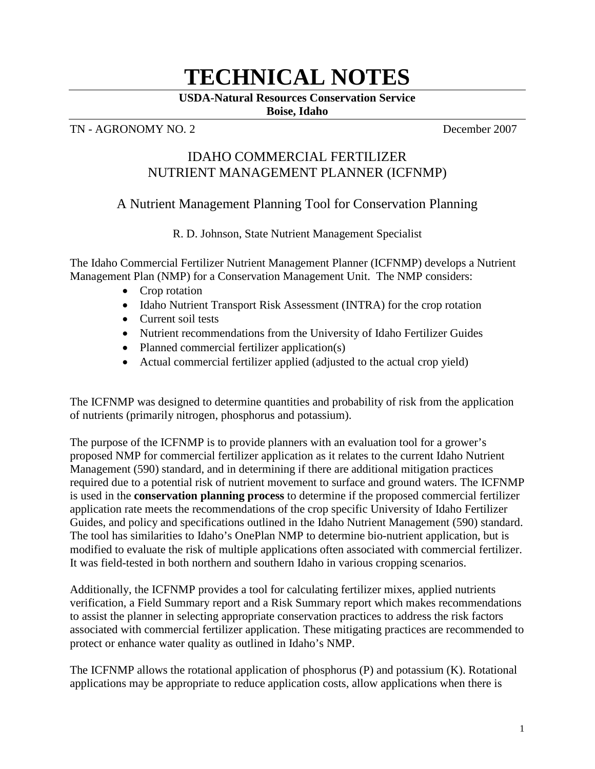# TECHNICAL NOTES

**USDA-Natural Resources Conservation Service**
**Boise, Idaho**

TN - AGRONOMY NO. 2 December 2007

## IDAHO COMMERCIAL FERTILIZER NUTRIENT MANAGEMENT PLANNER (ICFNMP)

### A Nutrient Management Planning Tool for Conservation Planning

R. D. Johnson, State Nutrient Management Specialist

The Idaho Commercial Fertilizer Nutrient Management Planner (ICFNMP) develops a Nutrient Management Plan (NMP) for a Conservation Management Unit. The NMP considers:

- Crop rotation
- Idaho Nutrient Transport Risk Assessment (INTRA) for the crop rotation
- Current soil tests
- Nutrient recommendations from the University of Idaho Fertilizer Guides
- Planned commercial fertilizer application(s)
- Actual commercial fertilizer applied (adjusted to the actual crop yield)

The ICFNMP was designed to determine quantities and probability of risk from the application of nutrients (primarily nitrogen, phosphorus and potassium).

The purpose of the ICFNMP is to provide planners with an evaluation tool for a grower's proposed NMP for commercial fertilizer application as it relates to the current Idaho Nutrient Management (590) standard, and in determining if there are additional mitigation practices required due to a potential risk of nutrient movement to surface and ground waters. The ICFNMP is used in the **conservation planning process** to determine if the proposed commercial fertilizer application rate meets the recommendations of the crop specific University of Idaho Fertilizer Guides, and policy and specifications outlined in the Idaho Nutrient Management (590) standard. The tool has similarities to Idaho's OnePlan NMP to determine bio-nutrient application, but is modified to evaluate the risk of multiple applications often associated with commercial fertilizer. It was field-tested in both northern and southern Idaho in various cropping scenarios.

Additionally, the ICFNMP provides a tool for calculating fertilizer mixes, applied nutrients verification, a Field Summary report and a Risk Summary report which makes recommendations to assist the planner in selecting appropriate conservation practices to address the risk factors associated with commercial fertilizer application. These mitigating practices are recommended to protect or enhance water quality as outlined in Idaho's NMP.

The ICFNMP allows the rotational application of phosphorus (P) and potassium (K). Rotational applications may be appropriate to reduce application costs, allow applications when there is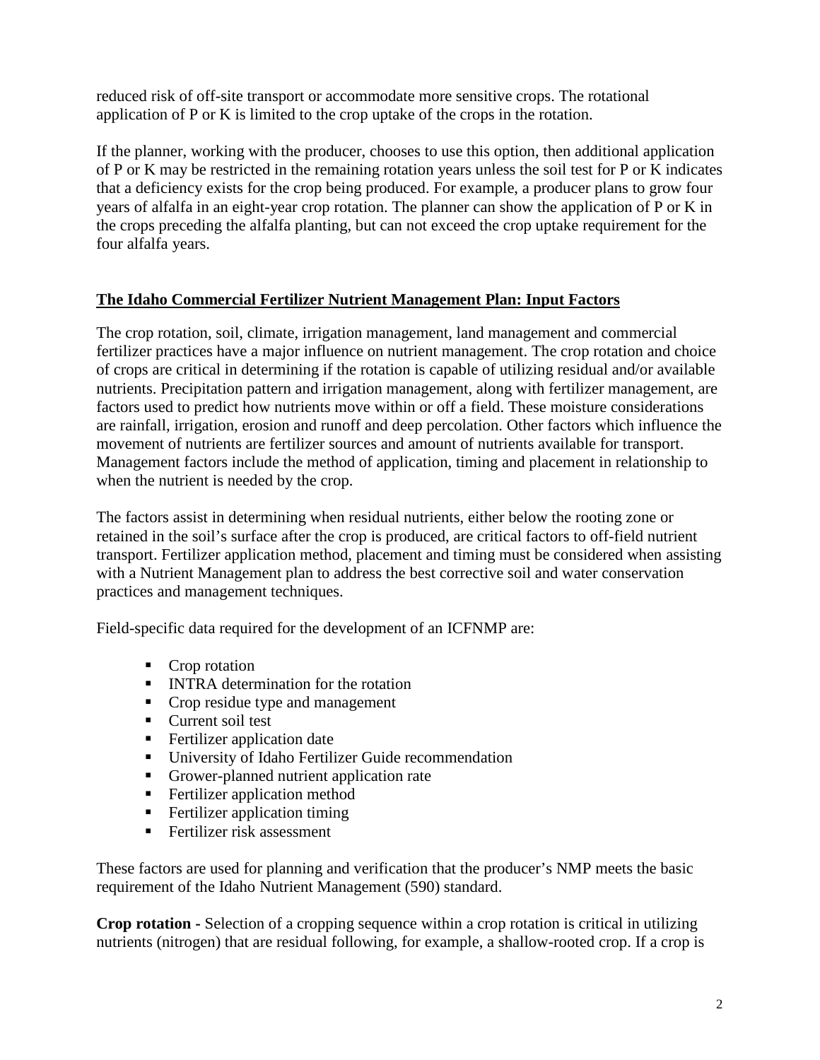reduced risk of off-site transport or accommodate more sensitive crops. The rotational application of P or K is limited to the crop uptake of the crops in the rotation.

If the planner, working with the producer, chooses to use this option, then additional application of P or K may be restricted in the remaining rotation years unless the soil test for P or K indicates that a deficiency exists for the crop being produced. For example, a producer plans to grow four years of alfalfa in an eight-year crop rotation. The planner can show the application of P or K in the crops preceding the alfalfa planting, but can not exceed the crop uptake requirement for the four alfalfa years.

## The Idaho Commercial Fertilizer Nutrient Management Plan: Input Factors

The crop rotation, soil, climate, irrigation management, land management and commercial fertilizer practices have a major influence on nutrient management. The crop rotation and choice of crops are critical in determining if the rotation is capable of utilizing residual and/or available nutrients. Precipitation pattern and irrigation management, along with fertilizer management, are factors used to predict how nutrients move within or off a field. These moisture considerations are rainfall, irrigation, erosion and runoff and deep percolation. Other factors which influence the movement of nutrients are fertilizer sources and amount of nutrients available for transport. Management factors include the method of application, timing and placement in relationship to when the nutrient is needed by the crop.

The factors assist in determining when residual nutrients, either below the rooting zone or retained in the soil's surface after the crop is produced, are critical factors to off-field nutrient transport. Fertilizer application method, placement and timing must be considered when assisting with a Nutrient Management plan to address the best corrective soil and water conservation practices and management techniques.

Field-specific data required for the development of an ICFNMP are:

- Crop rotation
- INTRA determination for the rotation
- Crop residue type and management
- Current soil test
- Fertilizer application date
- University of Idaho Fertilizer Guide recommendation
- Grower-planned nutrient application rate
- Fertilizer application method
- Fertilizer application timing
- Fertilizer risk assessment

These factors are used for planning and verification that the producer's NMP meets the basic requirement of the Idaho Nutrient Management (590) standard.

**Crop rotation** - Selection of a cropping sequence within a crop rotation is critical in utilizing nutrients (nitrogen) that are residual following, for example, a shallow-rooted crop. If a crop is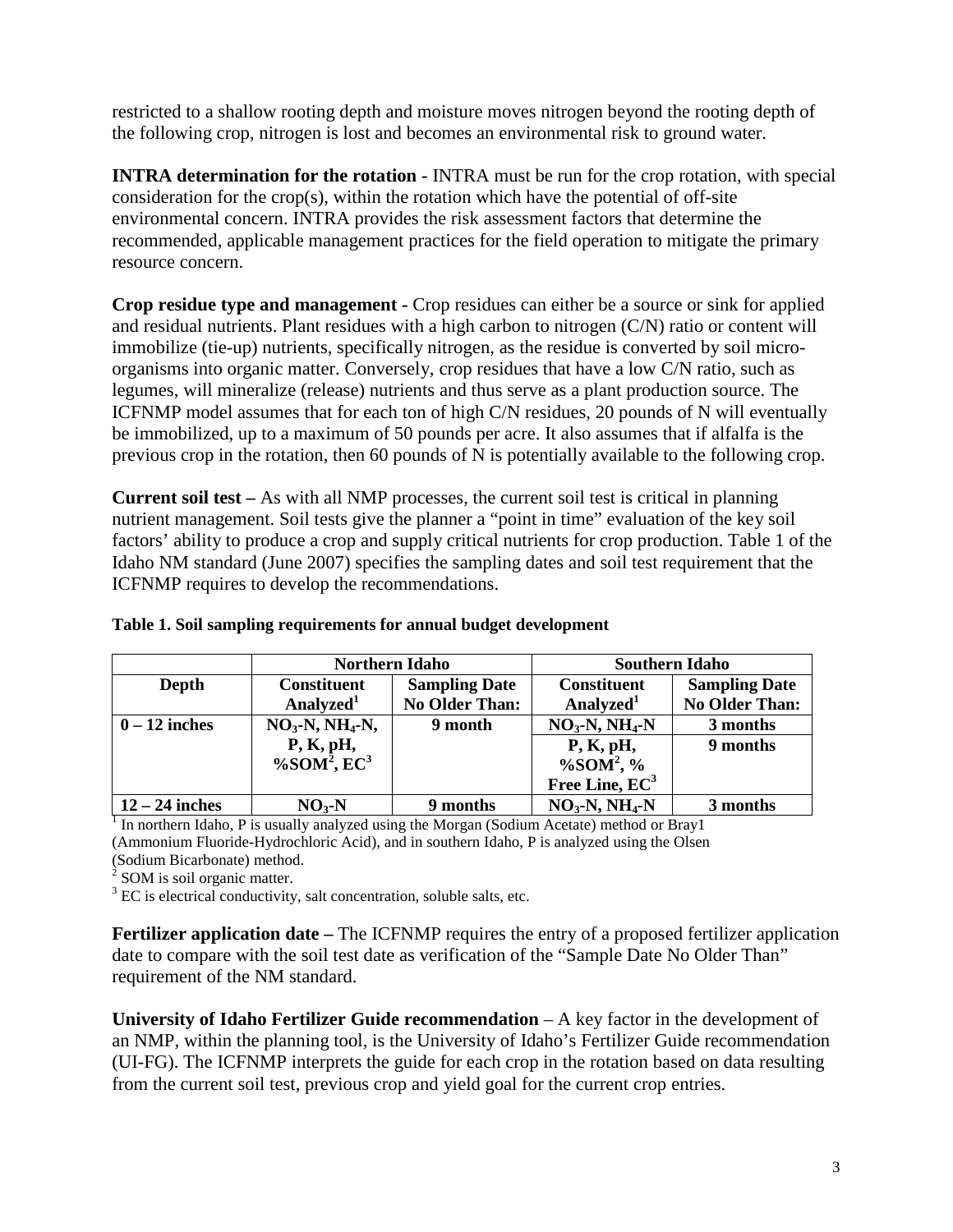restricted to a shallow rooting depth and moisture moves nitrogen beyond the rooting depth of the following crop, nitrogen is lost and becomes an environmental risk to ground water.

**INTRA determination for the rotation** - INTRA must be run for the crop rotation, with special consideration for the crop(s), within the rotation which have the potential of off-site environmental concern. INTRA provides the risk assessment factors that determine the recommended, applicable management practices for the field operation to mitigate the primary resource concern.

**Crop residue type and management** - Crop residues can either be a source or sink for applied and residual nutrients. Plant residues with a high carbon to nitrogen (C/N) ratio or content will immobilize (tie-up) nutrients, specifically nitrogen, as the residue is converted by soil micro-organisms into organic matter. Conversely, crop residues that have a low C/N ratio, such as legumes, will mineralize (release) nutrients and thus serve as a plant production source. The ICFNMP model assumes that for each ton of high C/N residues, 20 pounds of N will eventually be immobilized, up to a maximum of 50 pounds per acre. It also assumes that if alfalfa is the previous crop in the rotation, then 60 pounds of N is potentially available to the following crop.

**Current soil test –** As with all NMP processes, the current soil test is critical in planning nutrient management. Soil tests give the planner a "point in time" evaluation of the key soil factors' ability to produce a crop and supply critical nutrients for crop production. Table 1 of the Idaho NM standard (June 2007) specifies the sampling dates and soil test requirement that the ICFNMP requires to develop the recommendations.

**Table 1. Soil sampling requirements for annual budget development**

| | **Northern Idaho** | | **Southern Idaho** | |
|---|---|---|---|---|
| **Depth** | **Constituent Analyzed[1]** | **Sampling Date No Older Than:** | **Constituent Analyzed[1]** | **Sampling Date No Older Than:** |
| **0 – 12 inches** | **$NO_3$-N, $NH_4$-N, P, K, pH, %SOM[2], EC[3]** | **9 month** | **$NO_3$-N, $NH_4$-N** | **3 months** |
| | | | **P, K, pH, %SOM[2], % Free Line, EC[3]** | **9 months** |
| **12 – 24 inches** | **$NO_3$-N** | **9 months** | **$NO_3$-N, $NH_4$-N** | **3 months** |

[1] In northern Idaho, P is usually analyzed using the Morgan (Sodium Acetate) method or Bray1 (Ammonium Fluoride-Hydrochloric Acid), and in southern Idaho, P is analyzed using the Olsen (Sodium Bicarbonate) method.
[2] SOM is soil organic matter.
[3] EC is electrical conductivity, salt concentration, soluble salts, etc.

**Fertilizer application date –** The ICFNMP requires the entry of a proposed fertilizer application date to compare with the soil test date as verification of the "Sample Date No Older Than" requirement of the NM standard.

**University of Idaho Fertilizer Guide recommendation** – A key factor in the development of an NMP, within the planning tool, is the University of Idaho's Fertilizer Guide recommendation (UI-FG). The ICFNMP interprets the guide for each crop in the rotation based on data resulting from the current soil test, previous crop and yield goal for the current crop entries.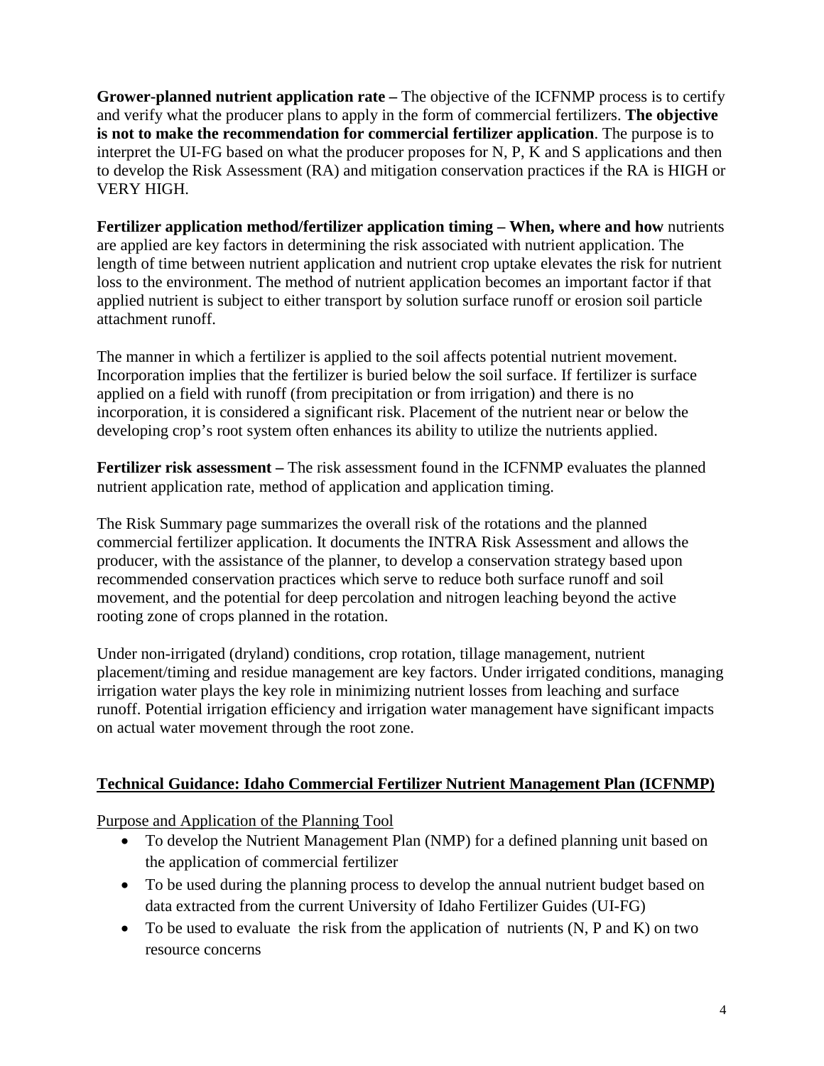**Grower-planned nutrient application rate –** The objective of the ICFNMP process is to certify and verify what the producer plans to apply in the form of commercial fertilizers. **The objective is not to make the recommendation for commercial fertilizer application**. The purpose is to interpret the UI-FG based on what the producer proposes for N, P, K and S applications and then to develop the Risk Assessment (RA) and mitigation conservation practices if the RA is HIGH or VERY HIGH.

**Fertilizer application method/fertilizer application timing – When, where and how** nutrients are applied are key factors in determining the risk associated with nutrient application. The length of time between nutrient application and nutrient crop uptake elevates the risk for nutrient loss to the environment. The method of nutrient application becomes an important factor if that applied nutrient is subject to either transport by solution surface runoff or erosion soil particle attachment runoff.

The manner in which a fertilizer is applied to the soil affects potential nutrient movement. Incorporation implies that the fertilizer is buried below the soil surface. If fertilizer is surface applied on a field with runoff (from precipitation or from irrigation) and there is no incorporation, it is considered a significant risk. Placement of the nutrient near or below the developing crop's root system often enhances its ability to utilize the nutrients applied.

**Fertilizer risk assessment –** The risk assessment found in the ICFNMP evaluates the planned nutrient application rate, method of application and application timing.

The Risk Summary page summarizes the overall risk of the rotations and the planned commercial fertilizer application. It documents the INTRA Risk Assessment and allows the producer, with the assistance of the planner, to develop a conservation strategy based upon recommended conservation practices which serve to reduce both surface runoff and soil movement, and the potential for deep percolation and nitrogen leaching beyond the active rooting zone of crops planned in the rotation.

Under non-irrigated (dryland) conditions, crop rotation, tillage management, nutrient placement/timing and residue management are key factors. Under irrigated conditions, managing irrigation water plays the key role in minimizing nutrient losses from leaching and surface runoff. Potential irrigation efficiency and irrigation water management have significant impacts on actual water movement through the root zone.

## Technical Guidance: Idaho Commercial Fertilizer Nutrient Management Plan (ICFNMP)

Purpose and Application of the Planning Tool

- To develop the Nutrient Management Plan (NMP) for a defined planning unit based on the application of commercial fertilizer
- To be used during the planning process to develop the annual nutrient budget based on data extracted from the current University of Idaho Fertilizer Guides (UI-FG)
- To be used to evaluate the risk from the application of nutrients (N, P and K) on two resource concerns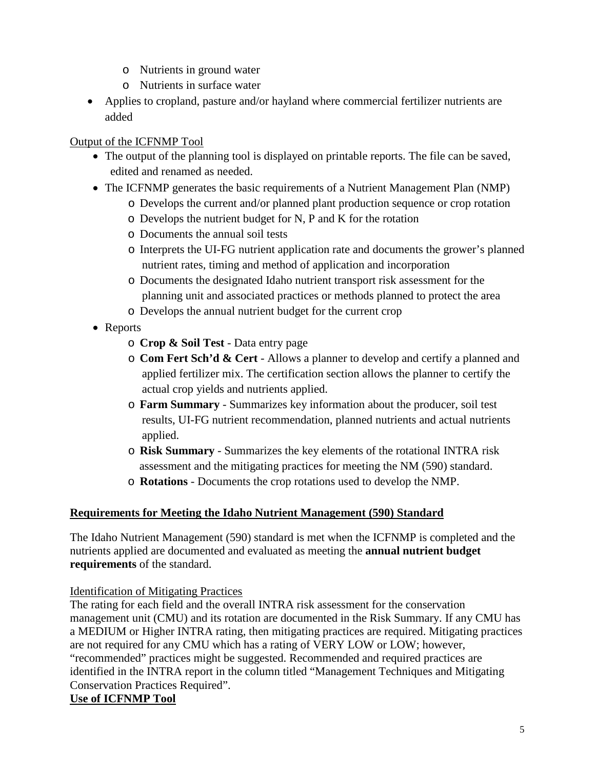- Nutrients in ground water
  - Nutrients in surface water
- Applies to cropland, pasture and/or hayland where commercial fertilizer nutrients are added

Output of the ICFNMP Tool

- The output of the planning tool is displayed on printable reports. The file can be saved, edited and renamed as needed.
- The ICFNMP generates the basic requirements of a Nutrient Management Plan (NMP)
  - Develops the current and/or planned plant production sequence or crop rotation
  - Develops the nutrient budget for N, P and K for the rotation
  - Documents the annual soil tests
  - Interprets the UI-FG nutrient application rate and documents the grower's planned nutrient rates, timing and method of application and incorporation
  - Documents the designated Idaho nutrient transport risk assessment for the planning unit and associated practices or methods planned to protect the area
  - Develops the annual nutrient budget for the current crop
- Reports
  - **Crop & Soil Test** - Data entry page
  - **Com Fert Sch'd & Cert** - Allows a planner to develop and certify a planned and applied fertilizer mix. The certification section allows the planner to certify the actual crop yields and nutrients applied.
  - **Farm Summary** - Summarizes key information about the producer, soil test results, UI-FG nutrient recommendation, planned nutrients and actual nutrients applied.
  - **Risk Summary** - Summarizes the key elements of the rotational INTRA risk assessment and the mitigating practices for meeting the NM (590) standard.
  - **Rotations** - Documents the crop rotations used to develop the NMP.

## Requirements for Meeting the Idaho Nutrient Management (590) Standard

The Idaho Nutrient Management (590) standard is met when the ICFNMP is completed and the nutrients applied are documented and evaluated as meeting the **annual nutrient budget requirements** of the standard.

Identification of Mitigating Practices

The rating for each field and the overall INTRA risk assessment for the conservation management unit (CMU) and its rotation are documented in the Risk Summary. If any CMU has a MEDIUM or Higher INTRA rating, then mitigating practices are required. Mitigating practices are not required for any CMU which has a rating of VERY LOW or LOW; however, "recommended" practices might be suggested. Recommended and required practices are identified in the INTRA report in the column titled "Management Techniques and Mitigating Conservation Practices Required".

## Use of ICFNMP Tool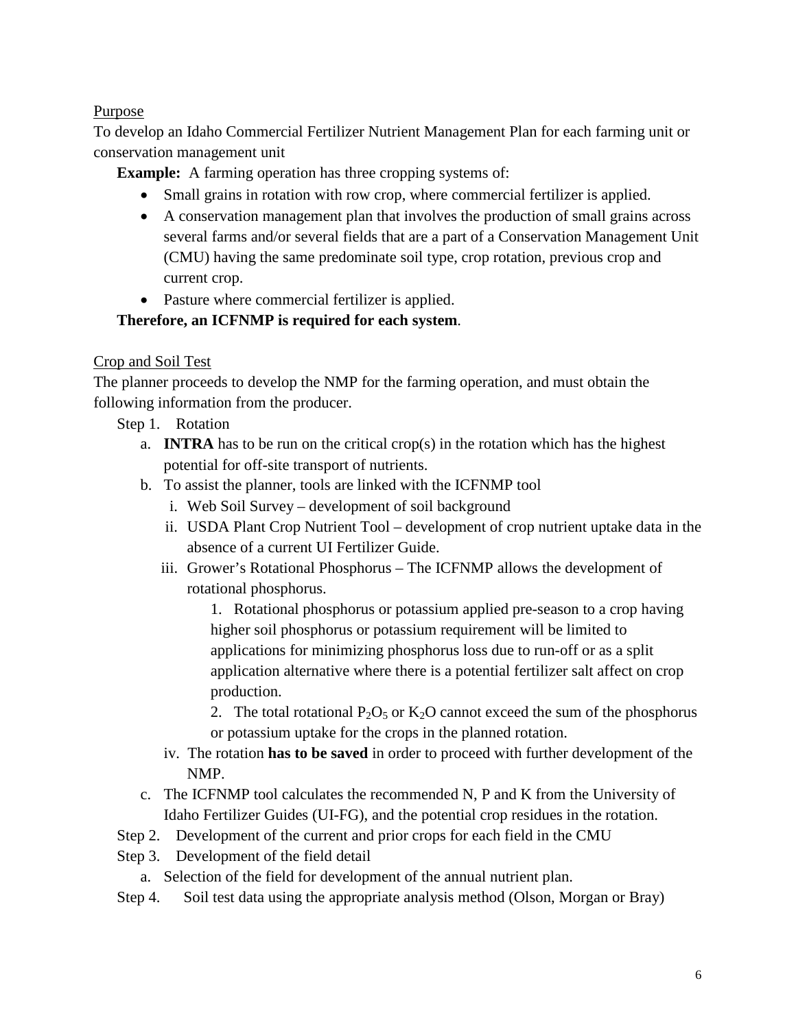Purpose

To develop an Idaho Commercial Fertilizer Nutrient Management Plan for each farming unit or conservation management unit

**Example:** A farming operation has three cropping systems of:

- Small grains in rotation with row crop, where commercial fertilizer is applied.
- A conservation management plan that involves the production of small grains across several farms and/or several fields that are a part of a Conservation Management Unit (CMU) having the same predominate soil type, crop rotation, previous crop and current crop.
- Pasture where commercial fertilizer is applied.

**Therefore, an ICFNMP is required for each system**.

Crop and Soil Test

The planner proceeds to develop the NMP for the farming operation, and must obtain the following information from the producer.

Step 1. Rotation

a. **INTRA** has to be run on the critical crop(s) in the rotation which has the highest potential for off-site transport of nutrients.

b. To assist the planner, tools are linked with the ICFNMP tool

   i. Web Soil Survey – development of soil background

   ii. USDA Plant Crop Nutrient Tool – development of crop nutrient uptake data in the absence of a current UI Fertilizer Guide.

   iii. Grower's Rotational Phosphorus – The ICFNMP allows the development of rotational phosphorus.

      1. Rotational phosphorus or potassium applied pre-season to a crop having higher soil phosphorus or potassium requirement will be limited to applications for minimizing phosphorus loss due to run-off or as a split application alternative where there is a potential fertilizer salt affect on crop production.

      2. The total rotational $P_2O_5$ or $K_2O$ cannot exceed the sum of the phosphorus or potassium uptake for the crops in the planned rotation.

   iv. The rotation **has to be saved** in order to proceed with further development of the NMP.

c. The ICFNMP tool calculates the recommended N, P and K from the University of Idaho Fertilizer Guides (UI-FG), and the potential crop residues in the rotation.

Step 2. Development of the current and prior crops for each field in the CMU

Step 3. Development of the field detail

a. Selection of the field for development of the annual nutrient plan.

Step 4. Soil test data using the appropriate analysis method (Olson, Morgan or Bray)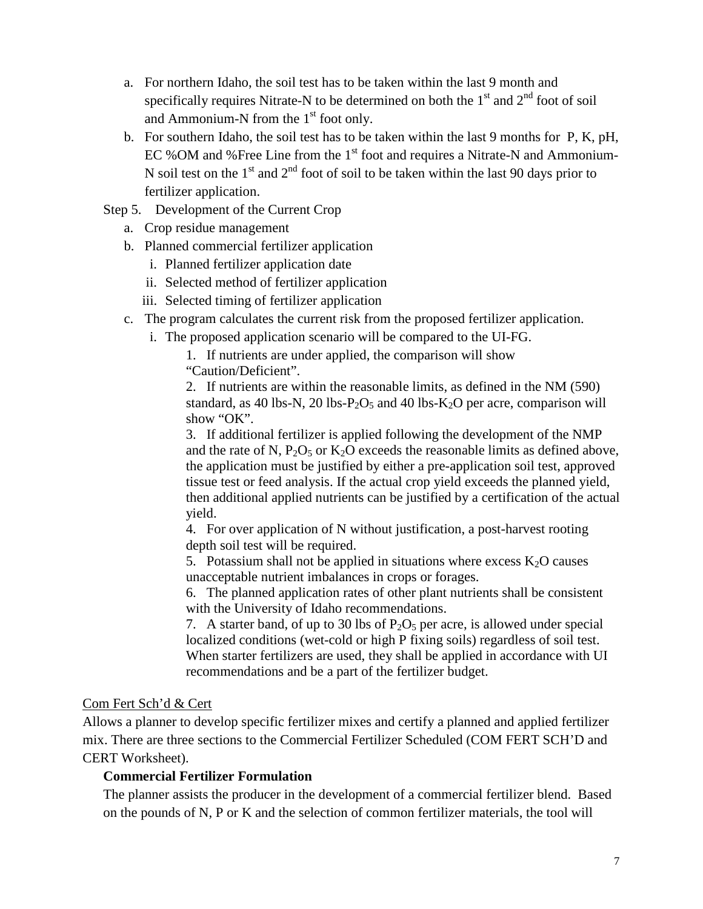a. For northern Idaho, the soil test has to be taken within the last 9 month and specifically requires Nitrate-N to be determined on both the 1st and 2nd foot of soil and Ammonium-N from the 1st foot only.
b. For southern Idaho, the soil test has to be taken within the last 9 months for P, K, pH, EC %OM and %Free Line from the 1st foot and requires a Nitrate-N and Ammonium-N soil test on the 1st and 2nd foot of soil to be taken within the last 90 days prior to fertilizer application.

Step 5. Development of the Current Crop

a. Crop residue management
b. Planned commercial fertilizer application
   i. Planned fertilizer application date
   ii. Selected method of fertilizer application
   iii. Selected timing of fertilizer application
c. The program calculates the current risk from the proposed fertilizer application.
   i. The proposed application scenario will be compared to the UI-FG.
      1. If nutrients are under applied, the comparison will show "Caution/Deficient".
      2. If nutrients are within the reasonable limits, as defined in the NM (590) standard, as 40 lbs-N, 20 lbs-$P_2O_5$ and 40 lbs-$K_2O$ per acre, comparison will show "OK".
      3. If additional fertilizer is applied following the development of the NMP and the rate of N, $P_2O_5$ or $K_2O$ exceeds the reasonable limits as defined above, the application must be justified by either a pre-application soil test, approved tissue test or feed analysis. If the actual crop yield exceeds the planned yield, then additional applied nutrients can be justified by a certification of the actual yield.
      4. For over application of N without justification, a post-harvest rooting depth soil test will be required.
      5. Potassium shall not be applied in situations where excess $K_2O$ causes unacceptable nutrient imbalances in crops or forages.
      6. The planned application rates of other plant nutrients shall be consistent with the University of Idaho recommendations.
      7. A starter band, of up to 30 lbs of $P_2O_5$ per acre, is allowed under special localized conditions (wet-cold or high P fixing soils) regardless of soil test. When starter fertilizers are used, they shall be applied in accordance with UI recommendations and be a part of the fertilizer budget.

Com Fert Sch'd & Cert

Allows a planner to develop specific fertilizer mixes and certify a planned and applied fertilizer mix. There are three sections to the Commercial Fertilizer Scheduled (COM FERT SCH'D and CERT Worksheet).

**Commercial Fertilizer Formulation**

The planner assists the producer in the development of a commercial fertilizer blend. Based on the pounds of N, P or K and the selection of common fertilizer materials, the tool will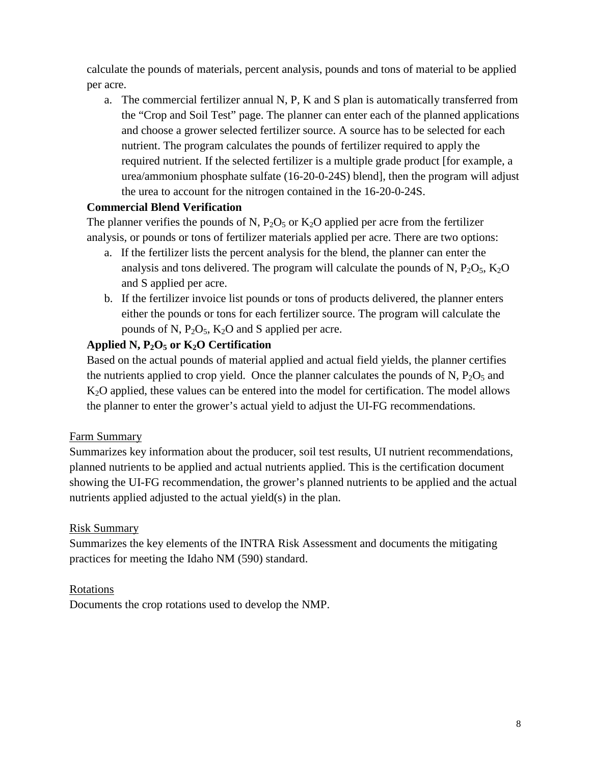calculate the pounds of materials, percent analysis, pounds and tons of material to be applied per acre.

a. The commercial fertilizer annual N, P, K and S plan is automatically transferred from the "Crop and Soil Test" page. The planner can enter each of the planned applications and choose a grower selected fertilizer source. A source has to be selected for each nutrient. The program calculates the pounds of fertilizer required to apply the required nutrient. If the selected fertilizer is a multiple grade product [for example, a urea/ammonium phosphate sulfate (16-20-0-24S) blend], then the program will adjust the urea to account for the nitrogen contained in the 16-20-0-24S.

**Commercial Blend Verification**

The planner verifies the pounds of N, $P_2O_5$ or $K_2O$ applied per acre from the fertilizer analysis, or pounds or tons of fertilizer materials applied per acre. There are two options:

a. If the fertilizer lists the percent analysis for the blend, the planner can enter the analysis and tons delivered. The program will calculate the pounds of N, $P_2O_5$, $K_2O$ and S applied per acre.
b. If the fertilizer invoice list pounds or tons of products delivered, the planner enters either the pounds or tons for each fertilizer source. The program will calculate the pounds of N, $P_2O_5$, $K_2O$ and S applied per acre.

**Applied N, $P_2O_5$ or $K_2O$ Certification**

Based on the actual pounds of material applied and actual field yields, the planner certifies the nutrients applied to crop yield. Once the planner calculates the pounds of N, $P_2O_5$ and $K_2O$ applied, these values can be entered into the model for certification. The model allows the planner to enter the grower's actual yield to adjust the UI-FG recommendations.

Farm Summary

Summarizes key information about the producer, soil test results, UI nutrient recommendations, planned nutrients to be applied and actual nutrients applied. This is the certification document showing the UI-FG recommendation, the grower's planned nutrients to be applied and the actual nutrients applied adjusted to the actual yield(s) in the plan.

Risk Summary

Summarizes the key elements of the INTRA Risk Assessment and documents the mitigating practices for meeting the Idaho NM (590) standard.

Rotations

Documents the crop rotations used to develop the NMP.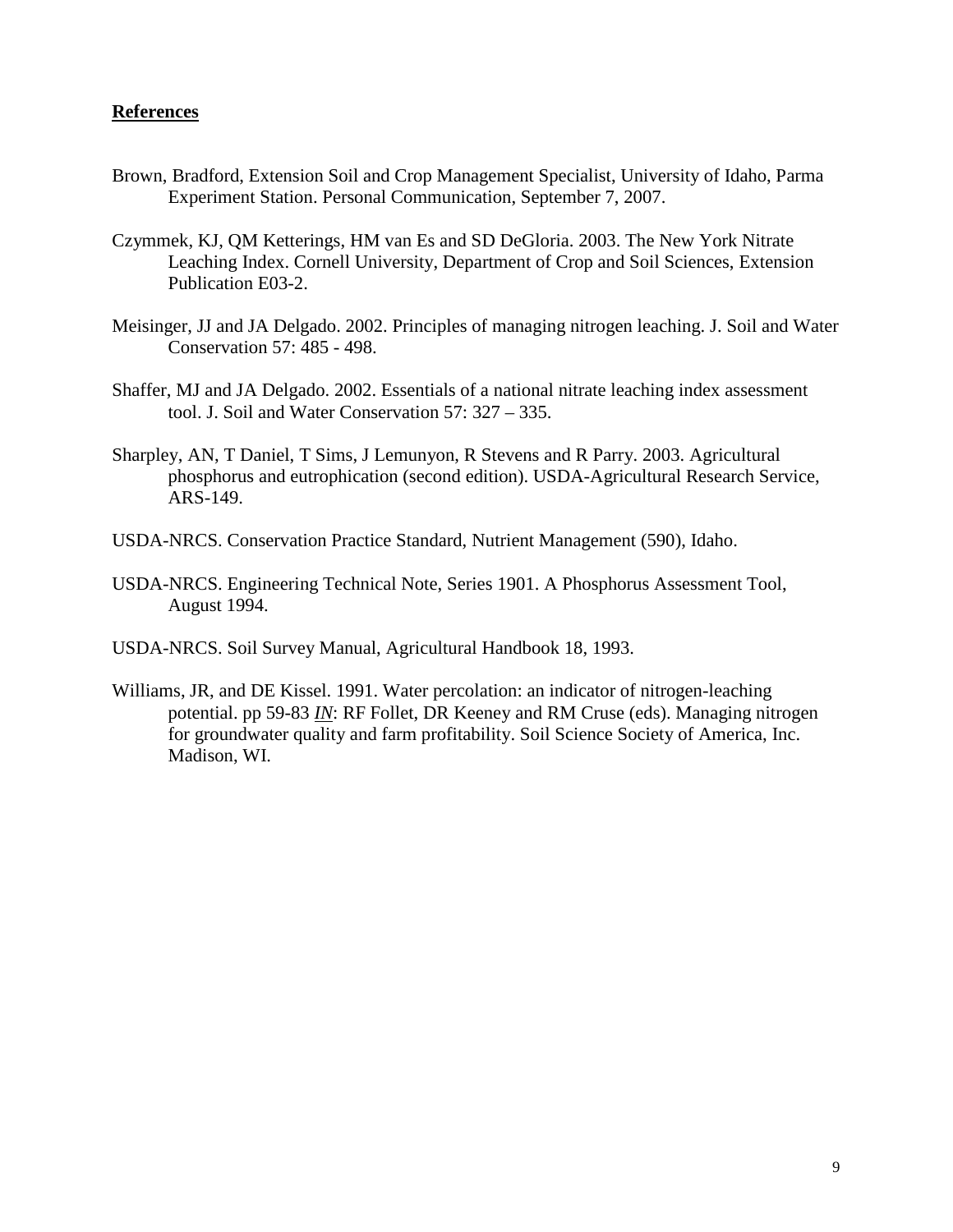## References

Brown, Bradford, Extension Soil and Crop Management Specialist, University of Idaho, Parma Experiment Station. Personal Communication, September 7, 2007.

Czymmek, KJ, QM Ketterings, HM van Es and SD DeGloria. 2003. The New York Nitrate Leaching Index. Cornell University, Department of Crop and Soil Sciences, Extension Publication E03-2.

Meisinger, JJ and JA Delgado. 2002. Principles of managing nitrogen leaching. J. Soil and Water Conservation 57: 485 - 498.

Shaffer, MJ and JA Delgado. 2002. Essentials of a national nitrate leaching index assessment tool. J. Soil and Water Conservation 57: 327 – 335.

Sharpley, AN, T Daniel, T Sims, J Lemunyon, R Stevens and R Parry. 2003. Agricultural phosphorus and eutrophication (second edition). USDA-Agricultural Research Service, ARS-149.

USDA-NRCS. Conservation Practice Standard, Nutrient Management (590), Idaho.

USDA-NRCS. Engineering Technical Note, Series 1901. A Phosphorus Assessment Tool, August 1994.

USDA-NRCS. Soil Survey Manual, Agricultural Handbook 18, 1993.

Williams, JR, and DE Kissel. 1991. Water percolation: an indicator of nitrogen-leaching potential. pp 59-83 ***IN***: RF Follet, DR Keeney and RM Cruse (eds). Managing nitrogen for groundwater quality and farm profitability. Soil Science Society of America, Inc. Madison, WI.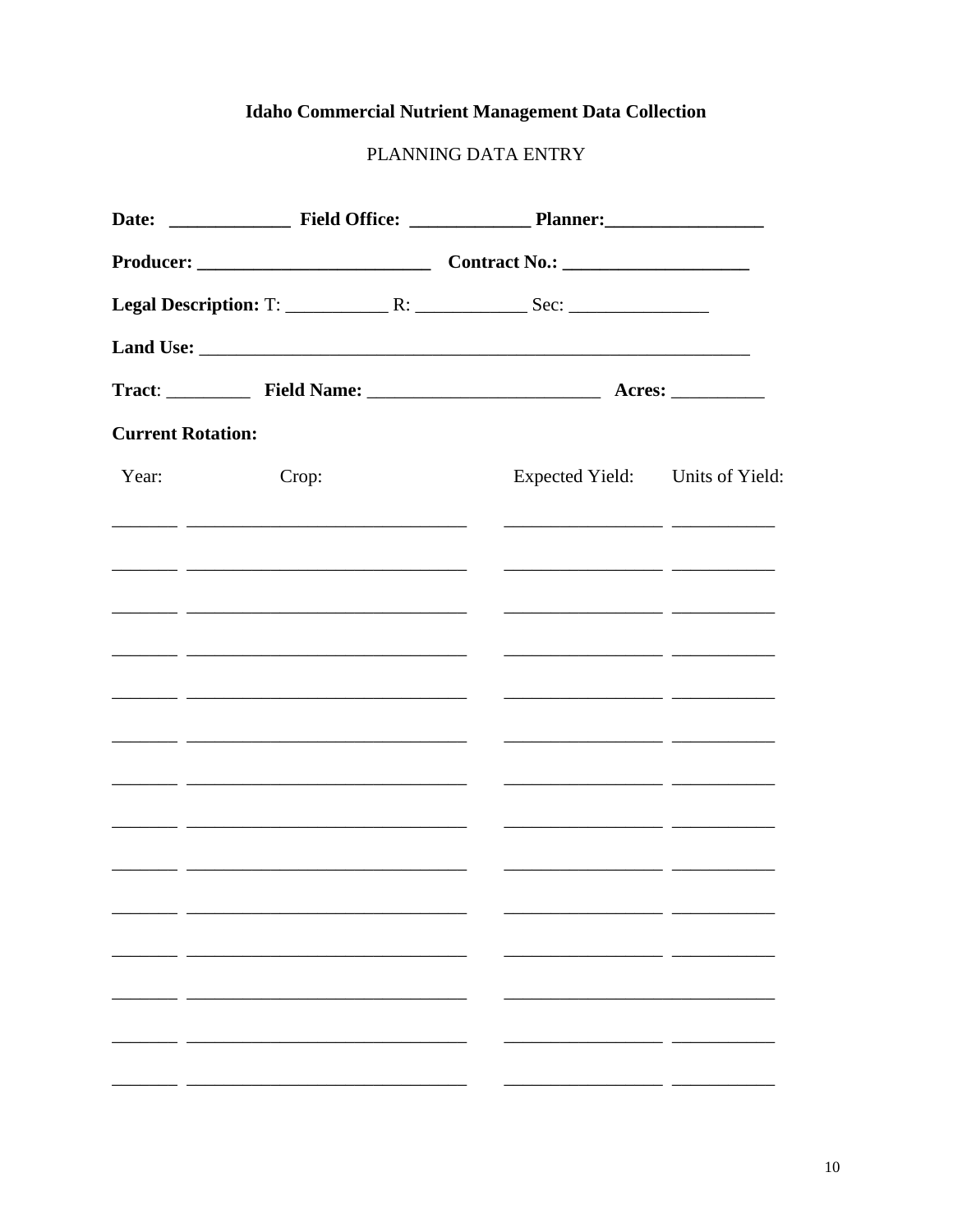**Idaho Commercial Nutrient Management Data Collection**

PLANNING DATA ENTRY

**Date:** _____________ **Field Office:** _____________ **Planner:**_________________

**Producer:** _________________________ **Contract No.:** ____________________

**Legal Description:** T: ___________ R: ____________ Sec: _______________

**Land Use:** ____________________________________________________________

**Tract**: _________ **Field Name:** _________________________ **Acres:** __________

**Current Rotation:**

| Year: | Crop: | Expected Yield: | Units of Yield: |
|---|---|---|---|
| _______ | ______________________________ | _________________ | ___________ |
| _______ | ______________________________ | _________________ | ___________ |
| _______ | ______________________________ | _________________ | ___________ |
| _______ | ______________________________ | _________________ | ___________ |
| _______ | ______________________________ | _________________ | ___________ |
| _______ | ______________________________ | _________________ | ___________ |
| _______ | ______________________________ | _________________ | ___________ |
| _______ | ______________________________ | _________________ | ___________ |
| _______ | ______________________________ | _________________ | ___________ |
| _______ | ______________________________ | _________________ | ___________ |
| _______ | ______________________________ | _________________ | ___________ |
| _______ | ______________________________ | _____________________________ | |
| _______ | ______________________________ | _________________ | ___________ |
| _______ | ______________________________ | _________________ | ___________ |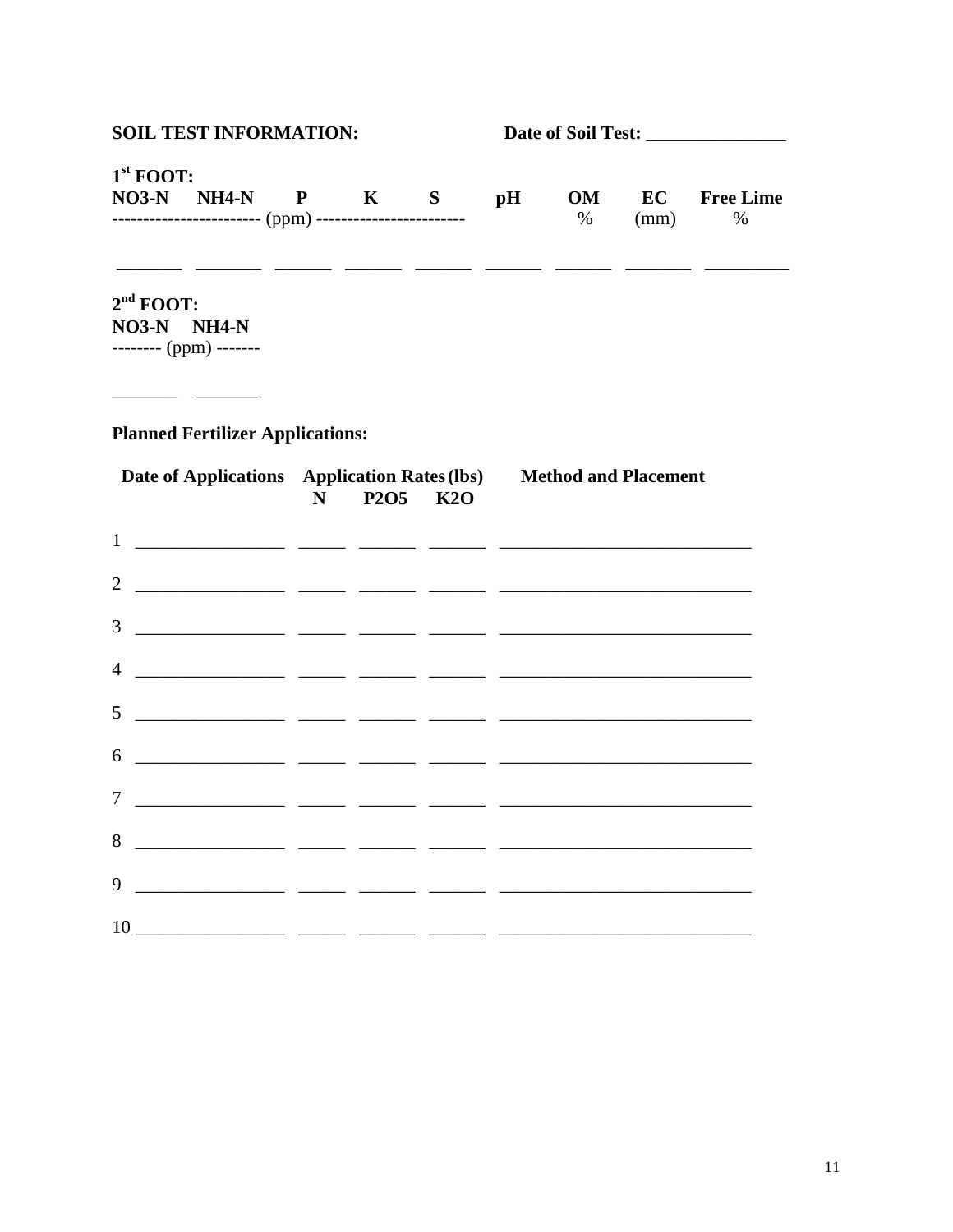**SOIL TEST INFORMATION:** **Date of Soil Test:** _______________

**1[st] FOOT:**

| NO3-N | NH4-N | P | K | S | pH | OM | EC | Free Lime |
|---|---|---|---|---|---|---|---|---|
| (ppm) | | | | | | % | (mm) | % |
| _______ | _______ | ______ | ______ | ______ | ______ | ______ | _______ | _________ |

**2[nd] FOOT:**

| NO3-N | NH4-N |
|---|---|
| (ppm) | |
| _______ | _______ |

**Planned Fertilizer Applications:**

| | Date of Applications | Application Rates (lbs) N | P2O5 | K2O | Method and Placement |
|---|---|---|---|---|---|
| 1 | ________________ | _____ | ______ | ______ | ___________________________ |
| 2 | ________________ | _____ | ______ | ______ | ___________________________ |
| 3 | ________________ | _____ | ______ | ______ | ___________________________ |
| 4 | ________________ | _____ | ______ | ______ | ___________________________ |
| 5 | ________________ | _____ | ______ | ______ | ___________________________ |
| 6 | ________________ | _____ | ______ | ______ | ___________________________ |
| 7 | ________________ | _____ | ______ | ______ | ___________________________ |
| 8 | ________________ | _____ | ______ | ______ | ___________________________ |
| 9 | ________________ | _____ | ______ | ______ | ___________________________ |
| 10 | ________________ | _____ | ______ | ______ | ___________________________ |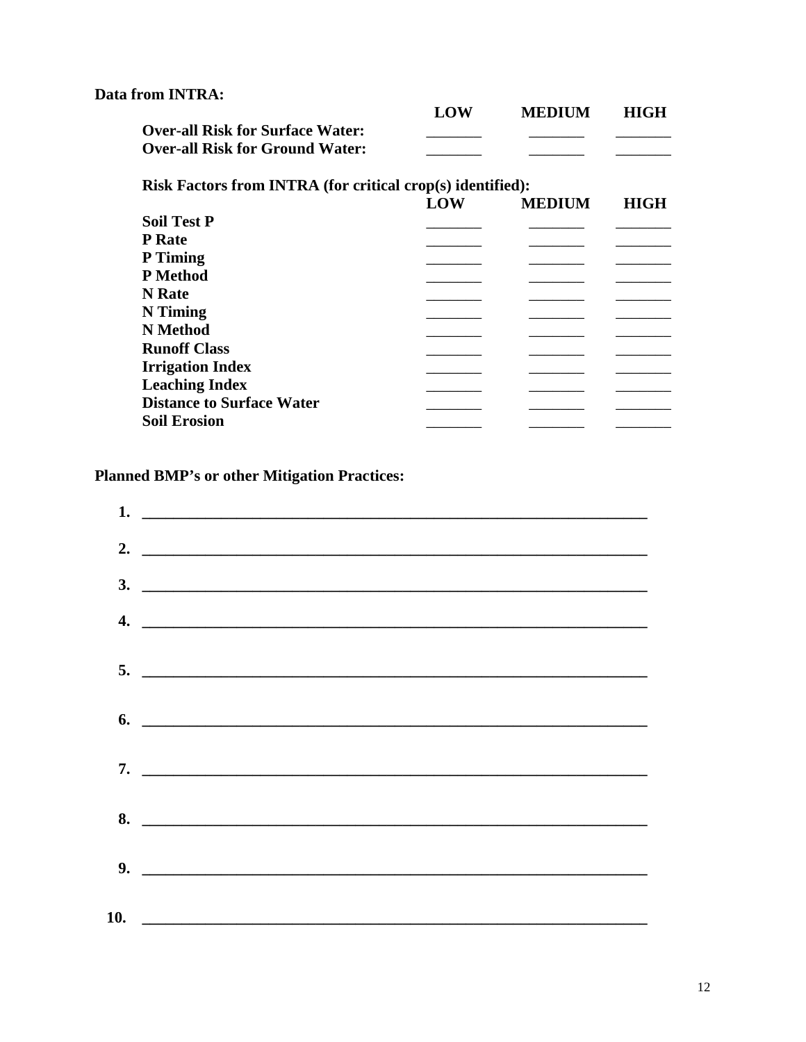**Data from INTRA:**

| | LOW | MEDIUM | HIGH |
|---|---|---|---|
| **Over-all Risk for Surface Water:** | _______ | _______ | _______ |
| **Over-all Risk for Ground Water:** | _______ | _______ | _______ |

**Risk Factors from INTRA (for critical crop(s) identified):**

| | LOW | MEDIUM | HIGH |
|---|---|---|---|
| **Soil Test P** | _______ | _______ | _______ |
| **P Rate** | _______ | _______ | _______ |
| **P Timing** | _______ | _______ | _______ |
| **P Method** | _______ | _______ | _______ |
| **N Rate** | _______ | _______ | _______ |
| **N Timing** | _______ | _______ | _______ |
| **N Method** | _______ | _______ | _______ |
| **Runoff Class** | _______ | _______ | _______ |
| **Irrigation Index** | _______ | _______ | _______ |
| **Leaching Index** | _______ | _______ | _______ |
| **Distance to Surface Water** | _______ | _______ | _______ |
| **Soil Erosion** | _______ | _______ | _______ |

**Planned BMP's or other Mitigation Practices:**

1. ________________________________________________________________
2. ________________________________________________________________
3. ________________________________________________________________
4. ________________________________________________________________
5. ________________________________________________________________
6. ________________________________________________________________
7. ________________________________________________________________
8. ________________________________________________________________
9. ________________________________________________________________
10. ________________________________________________________________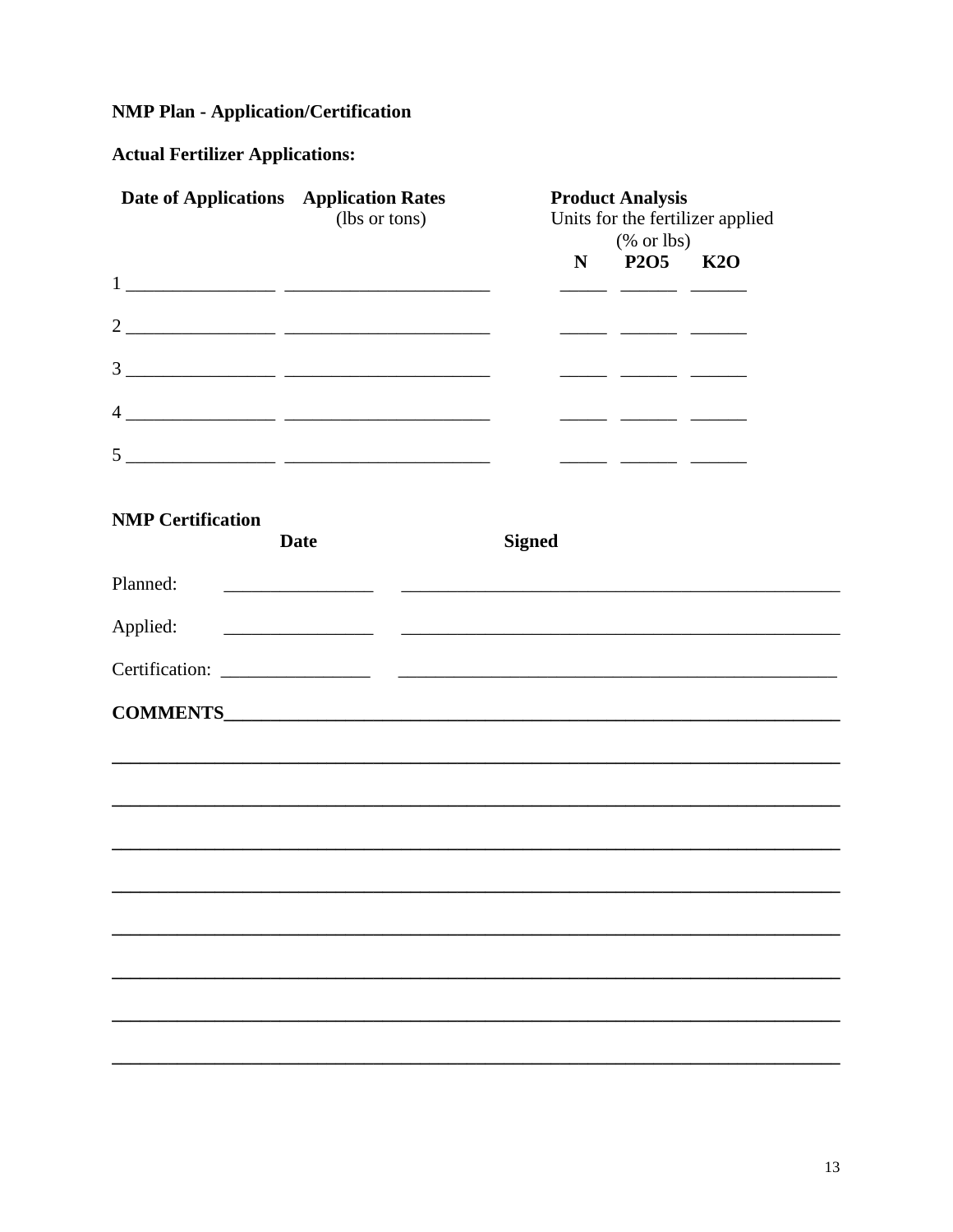**NMP Plan - Application/Certification**

**Actual Fertilizer Applications:**

| | Date of Applications | Application Rates (lbs or tons) | Product Analysis Units for the fertilizer applied (% or lbs) | | |
|---|---|---|---|---|---|
| | | | **N** | **$P_2O_5$** | **$K_2O$** |
| 1 | ________________ | ______________________ | _____ | ______ | ______ |
| 2 | ________________ | ______________________ | _____ | ______ | ______ |
| 3 | ________________ | ______________________ | _____ | ______ | ______ |
| 4 | ________________ | ______________________ | _____ | ______ | ______ |
| 5 | ________________ | ______________________ | _____ | ______ | ______ |

**NMP Certification**

| | **Date** | **Signed** |
|---|---|---|
| Planned: | ________________ | ________________________________________________ |
| Applied: | ________________ | ________________________________________________ |
| Certification: | ________________ | ________________________________________________ |

**COMMENTS**_________________________________________________________________

_____________________________________________________________________________

_____________________________________________________________________________

_____________________________________________________________________________

_____________________________________________________________________________

_____________________________________________________________________________

_____________________________________________________________________________

_____________________________________________________________________________

_____________________________________________________________________________